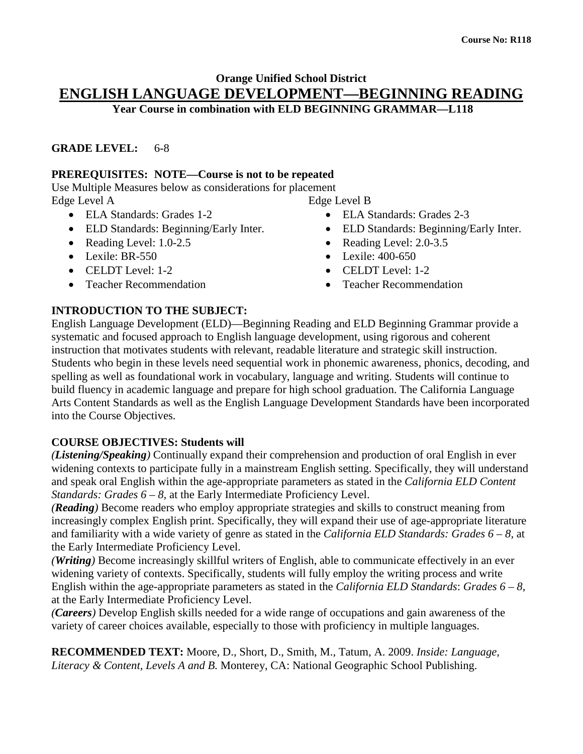**Course No: R118**

**Orange Unified School District**

# ENGLISH LANGUAGE DEVELOPMENT—BEGINNING READING

**Year Course in combination with ELD BEGINNING GRAMMAR—L118**

**GRADE LEVEL:** 6-8

**PREREQUISITES: NOTE—Course is not to be repeated**

Use Multiple Measures below as considerations for placement

Edge Level A

- ELA Standards: Grades 1-2
- ELD Standards: Beginning/Early Inter.
- Reading Level: 1.0-2.5
- Lexile: BR-550
- CELDT Level: 1-2
- Teacher Recommendation

Edge Level B

- ELA Standards: Grades 2-3
- ELD Standards: Beginning/Early Inter.
- Reading Level: 2.0-3.5
- Lexile: 400-650
- CELDT Level: 1-2
- Teacher Recommendation

**INTRODUCTION TO THE SUBJECT:**

English Language Development (ELD)—Beginning Reading and ELD Beginning Grammar provide a systematic and focused approach to English language development, using rigorous and coherent instruction that motivates students with relevant, readable literature and strategic skill instruction. Students who begin in these levels need sequential work in phonemic awareness, phonics, decoding, and spelling as well as foundational work in vocabulary, language and writing. Students will continue to build fluency in academic language and prepare for high school graduation. The California Language Arts Content Standards as well as the English Language Development Standards have been incorporated into the Course Objectives.

**COURSE OBJECTIVES: Students will**

***(Listening/Speaking)*** Continually expand their comprehension and production of oral English in ever widening contexts to participate fully in a mainstream English setting. Specifically, they will understand and speak oral English within the age-appropriate parameters as stated in the *California ELD Content Standards: Grades 6 – 8,* at the Early Intermediate Proficiency Level.

***(Reading)*** Become readers who employ appropriate strategies and skills to construct meaning from increasingly complex English print. Specifically, they will expand their use of age-appropriate literature and familiarity with a wide variety of genre as stated in the *California ELD Standards: Grades 6 – 8,* at the Early Intermediate Proficiency Level.

***(Writing)*** Become increasingly skillful writers of English, able to communicate effectively in an ever widening variety of contexts. Specifically, students will fully employ the writing process and write English within the age-appropriate parameters as stated in the *California ELD Standards*: *Grades 6 – 8*, at the Early Intermediate Proficiency Level.

***(Careers)*** Develop English skills needed for a wide range of occupations and gain awareness of the variety of career choices available, especially to those with proficiency in multiple languages.

**RECOMMENDED TEXT:** Moore, D., Short, D., Smith, M., Tatum, A. 2009. *Inside: Language, Literacy & Content, Levels A and B.* Monterey, CA: National Geographic School Publishing.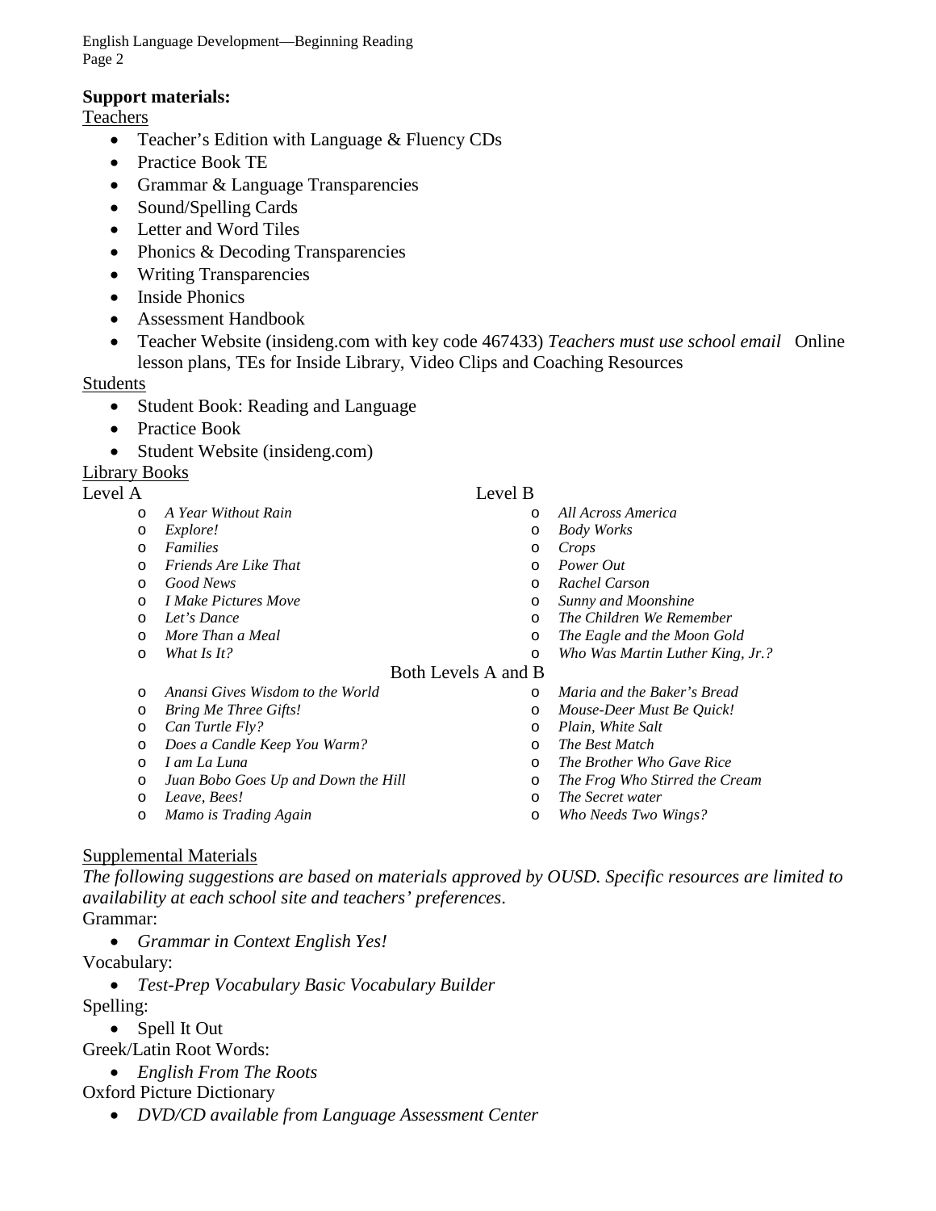**Support materials:**

Teachers

- Teacher's Edition with Language & Fluency CDs
- Practice Book TE
- Grammar & Language Transparencies
- Sound/Spelling Cards
- Letter and Word Tiles
- Phonics & Decoding Transparencies
- Writing Transparencies
- Inside Phonics
- Assessment Handbook
- Teacher Website (insideng.com with key code 467433) *Teachers must use school email* Online lesson plans, TEs for Inside Library, Video Clips and Coaching Resources

Students

- Student Book: Reading and Language
- Practice Book
- Student Website (insideng.com)

Library Books

Level A

- *A Year Without Rain*
- *Explore!*
- *Families*
- *Friends Are Like That*
- *Good News*
- *I Make Pictures Move*
- *Let's Dance*
- *More Than a Meal*
- *What Is It?*

Level B

- *All Across America*
- *Body Works*
- *Crops*
- *Power Out*
- *Rachel Carson*
- *Sunny and Moonshine*
- *The Children We Remember*
- *The Eagle and the Moon Gold*
- *Who Was Martin Luther King, Jr.?*

Both Levels A and B

- *Anansi Gives Wisdom to the World*
- *Bring Me Three Gifts!*
- *Can Turtle Fly?*
- *Does a Candle Keep You Warm?*
- *I am La Luna*
- *Juan Bobo Goes Up and Down the Hill*
- *Leave, Bees!*
- *Mamo is Trading Again*
- *Maria and the Baker's Bread*
- *Mouse-Deer Must Be Quick!*
- *Plain, White Salt*
- *The Best Match*
- *The Brother Who Gave Rice*
- *The Frog Who Stirred the Cream*
- *The Secret water*
- *Who Needs Two Wings?*

Supplemental Materials

*The following suggestions are based on materials approved by OUSD. Specific resources are limited to availability at each school site and teachers' preferences.*

Grammar:

- *Grammar in Context English Yes!*

Vocabulary:

- *Test-Prep Vocabulary Basic Vocabulary Builder*

Spelling:

- Spell It Out

Greek/Latin Root Words:

- *English From The Roots*

Oxford Picture Dictionary

- *DVD/CD available from Language Assessment Center*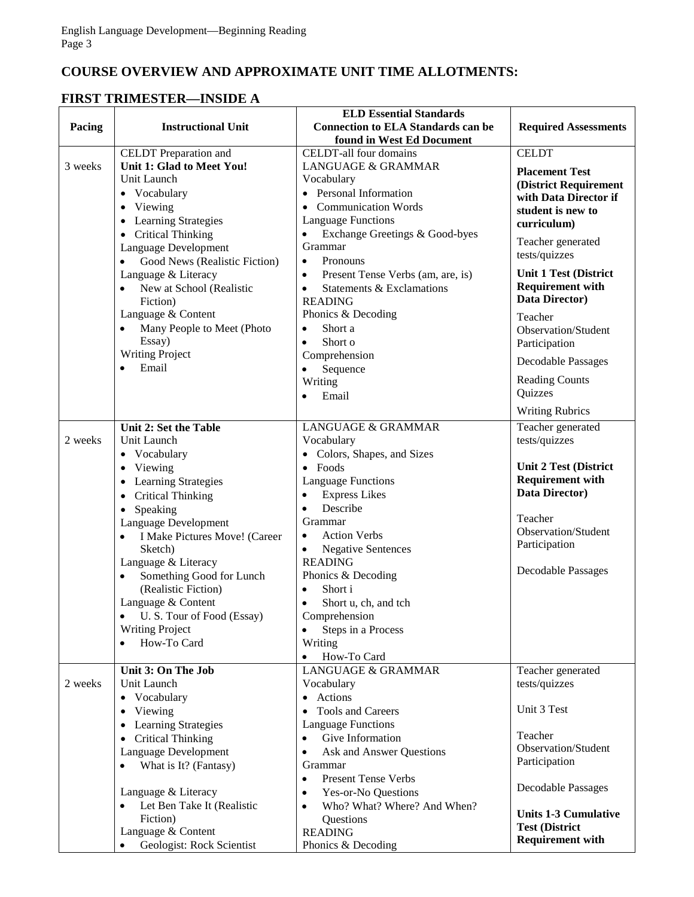## COURSE OVERVIEW AND APPROXIMATE UNIT TIME ALLOTMENTS:

## FIRST TRIMESTER—INSIDE A

| Pacing | Instructional Unit | ELD Essential Standards Connection to ELA Standards can be found in West Ed Document | Required Assessments |
|---|---|---|---|
| 3 weeks | CELDT Preparation and **Unit 1: Glad to Meet You!** Unit Launch • Vocabulary • Viewing • Learning Strategies • Critical Thinking Language Development • Good News (Realistic Fiction) Language & Literacy • New at School (Realistic Fiction) Language & Content • Many People to Meet (Photo Essay) Writing Project • Email | CELDT-all four domains LANGUAGE & GRAMMAR Vocabulary • Personal Information • Communication Words Language Functions • Exchange Greetings & Good-byes Grammar • Pronouns • Present Tense Verbs (am, are, is) • Statements & Exclamations READING Phonics & Decoding • Short a • Short o Comprehension • Sequence Writing • Email | CELDT **Placement Test (District Requirement with Data Director if student is new to curriculum)** Teacher generated tests/quizzes **Unit 1 Test (District Requirement with Data Director)** Teacher Observation/Student Participation Decodable Passages Reading Counts Quizzes Writing Rubrics |
| 2 weeks | **Unit 2: Set the Table** Unit Launch • Vocabulary • Viewing • Learning Strategies • Critical Thinking • Speaking Language Development • I Make Pictures Move! (Career Sketch) Language & Literacy • Something Good for Lunch (Realistic Fiction) Language & Content • U. S. Tour of Food (Essay) Writing Project • How-To Card | LANGUAGE & GRAMMAR Vocabulary • Colors, Shapes, and Sizes • Foods Language Functions • Express Likes • Describe Grammar • Action Verbs • Negative Sentences READING Phonics & Decoding • Short i • Short u, ch, and tch Comprehension • Steps in a Process Writing • How-To Card | Teacher generated tests/quizzes **Unit 2 Test (District Requirement with Data Director)** Teacher Observation/Student Participation Decodable Passages |
| 2 weeks | **Unit 3: On The Job** Unit Launch • Vocabulary • Viewing • Learning Strategies • Critical Thinking Language Development • What is It? (Fantasy) Language & Literacy • Let Ben Take It (Realistic Fiction) Language & Content • Geologist: Rock Scientist | LANGUAGE & GRAMMAR Vocabulary • Actions • Tools and Careers Language Functions • Give Information • Ask and Answer Questions Grammar • Present Tense Verbs • Yes-or-No Questions • Who? What? Where? And When? Questions READING Phonics & Decoding | Teacher generated tests/quizzes Unit 3 Test Teacher Observation/Student Participation Decodable Passages **Units 1-3 Cumulative Test (District Requirement with** |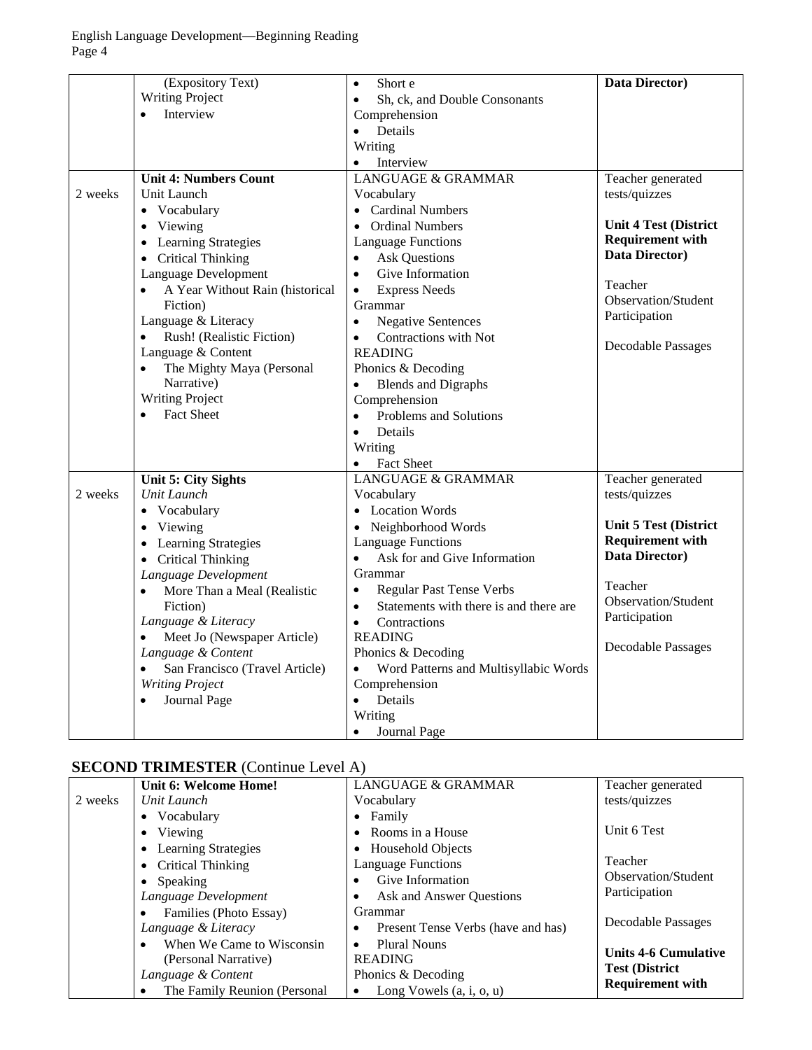| | | | |
|---|---|---|---|
| | (Expository Text)<br>Writing Project<br>• Interview | • Short e<br>• Sh, ck, and Double Consonants<br>Comprehension<br>• Details<br>Writing<br>• Interview | **Data Director)** |
| 2 weeks | **Unit 4: Numbers Count**<br>Unit Launch<br>• Vocabulary<br>• Viewing<br>• Learning Strategies<br>• Critical Thinking<br>Language Development<br>• A Year Without Rain (historical Fiction)<br>Language & Literacy<br>• Rush! (Realistic Fiction)<br>Language & Content<br>• The Mighty Maya (Personal Narrative)<br>Writing Project<br>• Fact Sheet | LANGUAGE & GRAMMAR<br>Vocabulary<br>• Cardinal Numbers<br>• Ordinal Numbers<br>Language Functions<br>• Ask Questions<br>• Give Information<br>• Express Needs<br>Grammar<br>• Negative Sentences<br>• Contractions with Not<br>READING<br>Phonics & Decoding<br>• Blends and Digraphs<br>Comprehension<br>• Problems and Solutions<br>• Details<br>Writing<br>• Fact Sheet | Teacher generated tests/quizzes<br><br>**Unit 4 Test (District Requirement with Data Director)**<br><br>Teacher Observation/Student Participation<br><br>Decodable Passages |
| 2 weeks | **Unit 5: City Sights**<br>*Unit Launch*<br>• Vocabulary<br>• Viewing<br>• Learning Strategies<br>• Critical Thinking<br>*Language Development*<br>• More Than a Meal (Realistic Fiction)<br>*Language & Literacy*<br>• Meet Jo (Newspaper Article)<br>*Language & Content*<br>• San Francisco (Travel Article)<br>*Writing Project*<br>• Journal Page | LANGUAGE & GRAMMAR<br>Vocabulary<br>• Location Words<br>• Neighborhood Words<br>Language Functions<br>• Ask for and Give Information<br>Grammar<br>• Regular Past Tense Verbs<br>• Statements with there is and there are<br>• Contractions<br>READING<br>Phonics & Decoding<br>• Word Patterns and Multisyllabic Words<br>Comprehension<br>• Details<br>Writing<br>• Journal Page | Teacher generated tests/quizzes<br><br>**Unit 5 Test (District Requirement with Data Director)**<br><br>Teacher Observation/Student Participation<br><br>Decodable Passages |

## SECOND TRIMESTER (Continue Level A)

| | | | |
|---|---|---|---|
| 2 weeks | **Unit 6: Welcome Home!**<br>*Unit Launch*<br>• Vocabulary<br>• Viewing<br>• Learning Strategies<br>• Critical Thinking<br>• Speaking<br>*Language Development*<br>• Families (Photo Essay)<br>*Language & Literacy*<br>• When We Came to Wisconsin (Personal Narrative)<br>*Language & Content*<br>• The Family Reunion (Personal | LANGUAGE & GRAMMAR<br>Vocabulary<br>• Family<br>• Rooms in a House<br>• Household Objects<br>Language Functions<br>• Give Information<br>• Ask and Answer Questions<br>Grammar<br>• Present Tense Verbs (have and has)<br>• Plural Nouns<br>READING<br>Phonics & Decoding<br>• Long Vowels (a, i, o, u) | Teacher generated tests/quizzes<br><br>Unit 6 Test<br><br>Teacher Observation/Student Participation<br><br>Decodable Passages<br><br>**Units 4-6 Cumulative Test (District Requirement with** |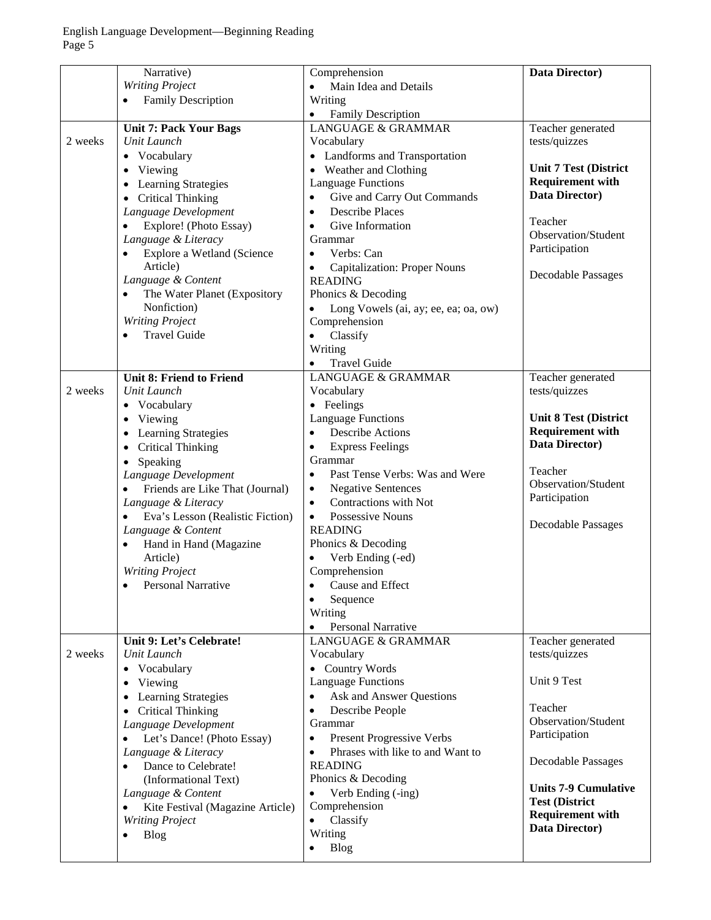| | | | |
|---|---|---|---|
| | Narrative)<br>*Writing Project*<br>• Family Description | Comprehension<br>• Main Idea and Details<br>Writing<br>• Family Description | **Data Director)** |
| 2 weeks | **Unit 7: Pack Your Bags**<br>*Unit Launch*<br>• Vocabulary<br>• Viewing<br>• Learning Strategies<br>• Critical Thinking<br>*Language Development*<br>• Explore! (Photo Essay)<br>*Language & Literacy*<br>• Explore a Wetland (Science Article)<br>*Language & Content*<br>• The Water Planet (Expository Nonfiction)<br>*Writing Project*<br>• Travel Guide | LANGUAGE & GRAMMAR<br>Vocabulary<br>• Landforms and Transportation<br>• Weather and Clothing<br>Language Functions<br>• Give and Carry Out Commands<br>• Describe Places<br>• Give Information<br>Grammar<br>• Verbs: Can<br>• Capitalization: Proper Nouns<br>READING<br>Phonics & Decoding<br>• Long Vowels (ai, ay; ee, ea; oa, ow)<br>Comprehension<br>• Classify<br>Writing<br>• Travel Guide | Teacher generated tests/quizzes<br><br>**Unit 7 Test (District Requirement with Data Director)**<br><br>Teacher Observation/Student Participation<br><br>Decodable Passages |
| 2 weeks | **Unit 8: Friend to Friend**<br>*Unit Launch*<br>• Vocabulary<br>• Viewing<br>• Learning Strategies<br>• Critical Thinking<br>• Speaking<br>*Language Development*<br>• Friends are Like That (Journal)<br>*Language & Literacy*<br>• Eva's Lesson (Realistic Fiction)<br>*Language & Content*<br>• Hand in Hand (Magazine Article)<br>*Writing Project*<br>• Personal Narrative | LANGUAGE & GRAMMAR<br>Vocabulary<br>• Feelings<br>Language Functions<br>• Describe Actions<br>• Express Feelings<br>Grammar<br>• Past Tense Verbs: Was and Were<br>• Negative Sentences<br>• Contractions with Not<br>• Possessive Nouns<br>READING<br>Phonics & Decoding<br>• Verb Ending (-ed)<br>Comprehension<br>• Cause and Effect<br>• Sequence<br>Writing<br>• Personal Narrative | Teacher generated tests/quizzes<br><br>**Unit 8 Test (District Requirement with Data Director)**<br><br>Teacher Observation/Student Participation<br><br>Decodable Passages |
| 2 weeks | **Unit 9: Let's Celebrate!**<br>*Unit Launch*<br>• Vocabulary<br>• Viewing<br>• Learning Strategies<br>• Critical Thinking<br>*Language Development*<br>• Let's Dance! (Photo Essay)<br>*Language & Literacy*<br>• Dance to Celebrate! (Informational Text)<br>*Language & Content*<br>• Kite Festival (Magazine Article)<br>*Writing Project*<br>• Blog | LANGUAGE & GRAMMAR<br>Vocabulary<br>• Country Words<br>Language Functions<br>• Ask and Answer Questions<br>• Describe People<br>Grammar<br>• Present Progressive Verbs<br>• Phrases with like to and Want to<br>READING<br>Phonics & Decoding<br>• Verb Ending (-ing)<br>Comprehension<br>• Classify<br>Writing<br>• Blog | Teacher generated tests/quizzes<br><br>Unit 9 Test<br><br>Teacher Observation/Student Participation<br><br>Decodable Passages<br><br>**Units 7-9 Cumulative Test (District Requirement with Data Director)** |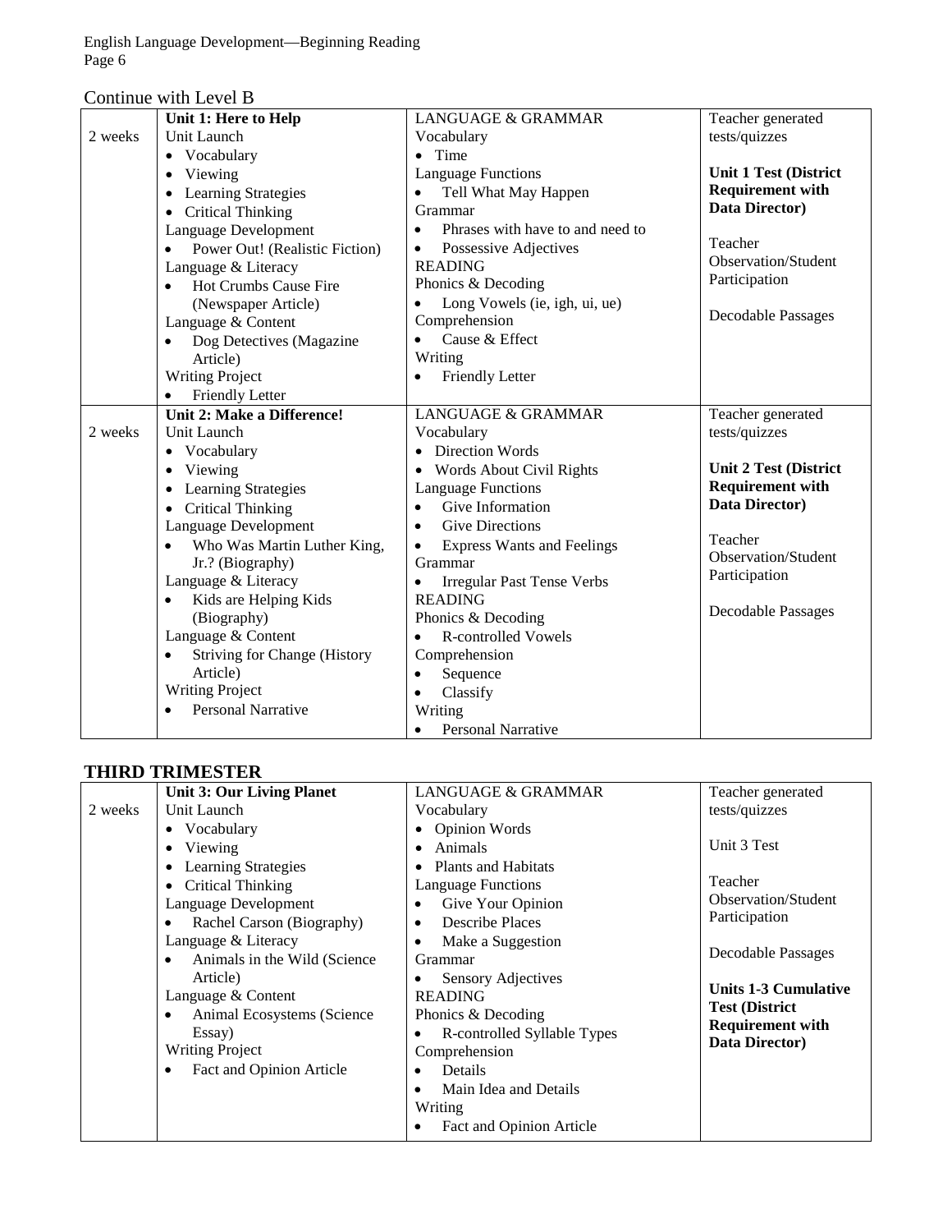Continue with Level B

| | | | |
|---|---|---|---|
| 2 weeks | **Unit 1: Here to Help**<br>Unit Launch<br>• Vocabulary<br>• Viewing<br>• Learning Strategies<br>• Critical Thinking<br>Language Development<br>• Power Out! (Realistic Fiction)<br>Language & Literacy<br>• Hot Crumbs Cause Fire (Newspaper Article)<br>Language & Content<br>• Dog Detectives (Magazine Article)<br>Writing Project<br>• Friendly Letter | LANGUAGE & GRAMMAR<br>Vocabulary<br>• Time<br>Language Functions<br>• Tell What May Happen<br>Grammar<br>• Phrases with have to and need to<br>• Possessive Adjectives<br>READING<br>Phonics & Decoding<br>• Long Vowels (ie, igh, ui, ue)<br>Comprehension<br>• Cause & Effect<br>Writing<br>• Friendly Letter | Teacher generated tests/quizzes<br><br>**Unit 1 Test (District Requirement with Data Director)**<br><br>Teacher Observation/Student Participation<br><br>Decodable Passages |
| 2 weeks | **Unit 2: Make a Difference!**<br>Unit Launch<br>• Vocabulary<br>• Viewing<br>• Learning Strategies<br>• Critical Thinking<br>Language Development<br>• Who Was Martin Luther King, Jr.? (Biography)<br>Language & Literacy<br>• Kids are Helping Kids (Biography)<br>Language & Content<br>• Striving for Change (History Article)<br>Writing Project<br>• Personal Narrative | LANGUAGE & GRAMMAR<br>Vocabulary<br>• Direction Words<br>• Words About Civil Rights<br>Language Functions<br>• Give Information<br>• Give Directions<br>• Express Wants and Feelings<br>Grammar<br>• Irregular Past Tense Verbs<br>READING<br>Phonics & Decoding<br>• R-controlled Vowels<br>Comprehension<br>• Sequence<br>• Classify<br>Writing<br>• Personal Narrative | Teacher generated tests/quizzes<br><br>**Unit 2 Test (District Requirement with Data Director)**<br><br>Teacher Observation/Student Participation<br><br>Decodable Passages |

## THIRD TRIMESTER

| | | | |
|---|---|---|---|
| 2 weeks | **Unit 3: Our Living Planet**<br>Unit Launch<br>• Vocabulary<br>• Viewing<br>• Learning Strategies<br>• Critical Thinking<br>Language Development<br>• Rachel Carson (Biography)<br>Language & Literacy<br>• Animals in the Wild (Science Article)<br>Language & Content<br>• Animal Ecosystems (Science Essay)<br>Writing Project<br>• Fact and Opinion Article | LANGUAGE & GRAMMAR<br>Vocabulary<br>• Opinion Words<br>• Animals<br>• Plants and Habitats<br>Language Functions<br>• Give Your Opinion<br>• Describe Places<br>• Make a Suggestion<br>Grammar<br>• Sensory Adjectives<br>READING<br>Phonics & Decoding<br>• R-controlled Syllable Types<br>Comprehension<br>• Details<br>• Main Idea and Details<br>Writing<br>• Fact and Opinion Article | Teacher generated tests/quizzes<br><br>Unit 3 Test<br><br>Teacher Observation/Student Participation<br><br>Decodable Passages<br><br>**Units 1-3 Cumulative Test (District Requirement with Data Director)** |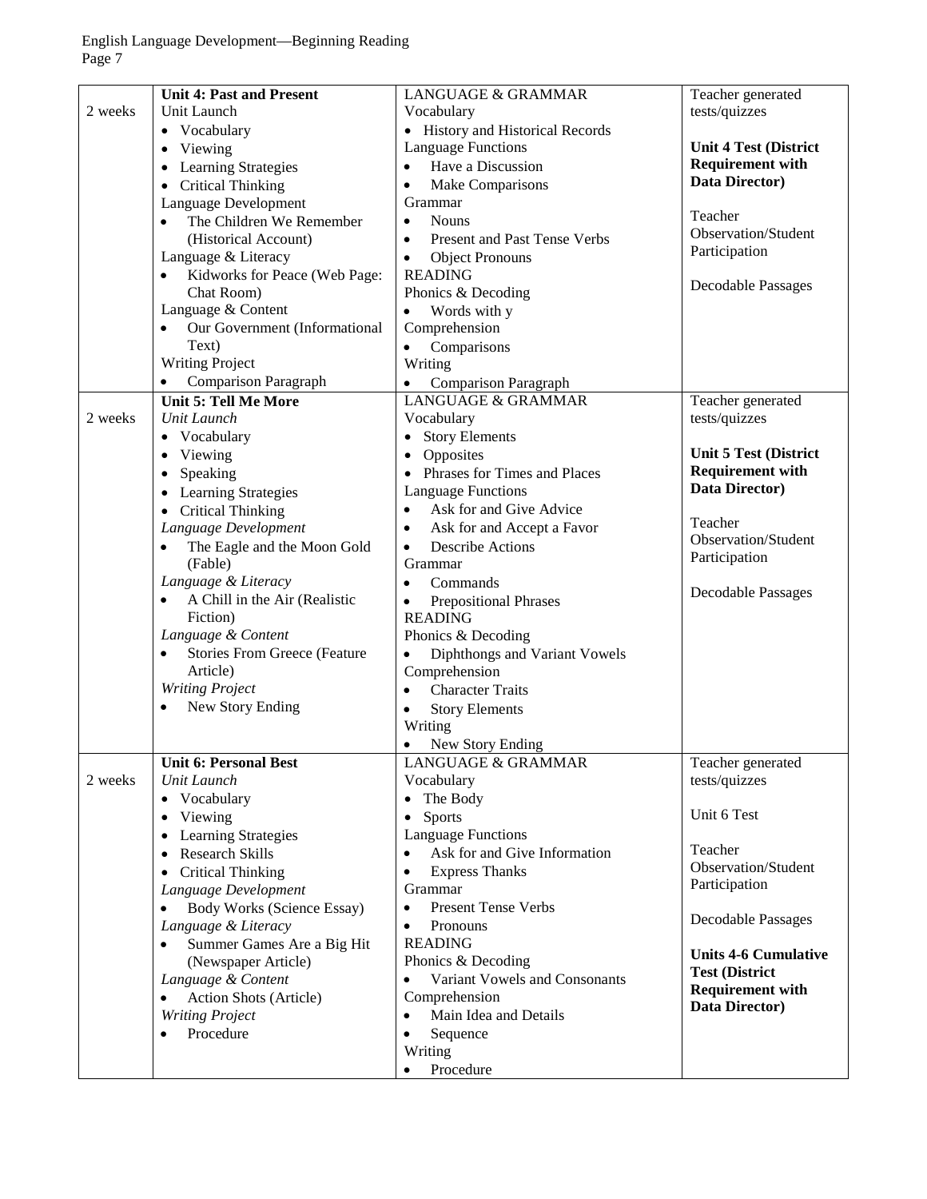| | | | |
|---|---|---|---|
| 2 weeks | **Unit 4: Past and Present**<br>Unit Launch<br>• Vocabulary<br>• Viewing<br>• Learning Strategies<br>• Critical Thinking<br>Language Development<br>• The Children We Remember (Historical Account)<br>Language & Literacy<br>• Kidworks for Peace (Web Page: Chat Room)<br>Language & Content<br>• Our Government (Informational Text)<br>Writing Project<br>• Comparison Paragraph | LANGUAGE & GRAMMAR<br>Vocabulary<br>• History and Historical Records<br>Language Functions<br>• Have a Discussion<br>• Make Comparisons<br>Grammar<br>• Nouns<br>• Present and Past Tense Verbs<br>• Object Pronouns<br>READING<br>Phonics & Decoding<br>• Words with y<br>Comprehension<br>• Comparisons<br>Writing<br>• Comparison Paragraph | Teacher generated tests/quizzes<br><br>**Unit 4 Test (District Requirement with Data Director)**<br><br>Teacher Observation/Student Participation<br><br>Decodable Passages |
| 2 weeks | **Unit 5: Tell Me More**<br>*Unit Launch*<br>• Vocabulary<br>• Viewing<br>• Speaking<br>• Learning Strategies<br>• Critical Thinking<br>*Language Development*<br>• The Eagle and the Moon Gold (Fable)<br>*Language & Literacy*<br>• A Chill in the Air (Realistic Fiction)<br>*Language & Content*<br>• Stories From Greece (Feature Article)<br>*Writing Project*<br>• New Story Ending | LANGUAGE & GRAMMAR<br>Vocabulary<br>• Story Elements<br>• Opposites<br>• Phrases for Times and Places<br>Language Functions<br>• Ask for and Give Advice<br>• Ask for and Accept a Favor<br>• Describe Actions<br>Grammar<br>• Commands<br>• Prepositional Phrases<br>READING<br>Phonics & Decoding<br>• Diphthongs and Variant Vowels<br>Comprehension<br>• Character Traits<br>• Story Elements<br>Writing<br>• New Story Ending | Teacher generated tests/quizzes<br><br>**Unit 5 Test (District Requirement with Data Director)**<br><br>Teacher Observation/Student Participation<br><br>Decodable Passages |
| 2 weeks | **Unit 6: Personal Best**<br>*Unit Launch*<br>• Vocabulary<br>• Viewing<br>• Learning Strategies<br>• Research Skills<br>• Critical Thinking<br>*Language Development*<br>• Body Works (Science Essay)<br>*Language & Literacy*<br>• Summer Games Are a Big Hit (Newspaper Article)<br>*Language & Content*<br>• Action Shots (Article)<br>*Writing Project*<br>• Procedure | LANGUAGE & GRAMMAR<br>Vocabulary<br>• The Body<br>• Sports<br>Language Functions<br>• Ask for and Give Information<br>• Express Thanks<br>Grammar<br>• Present Tense Verbs<br>• Pronouns<br>READING<br>Phonics & Decoding<br>• Variant Vowels and Consonants<br>Comprehension<br>• Main Idea and Details<br>• Sequence<br>Writing<br>• Procedure | Teacher generated tests/quizzes<br><br>Unit 6 Test<br><br>Teacher Observation/Student Participation<br><br>Decodable Passages<br><br>**Units 4-6 Cumulative Test (District Requirement with Data Director)** |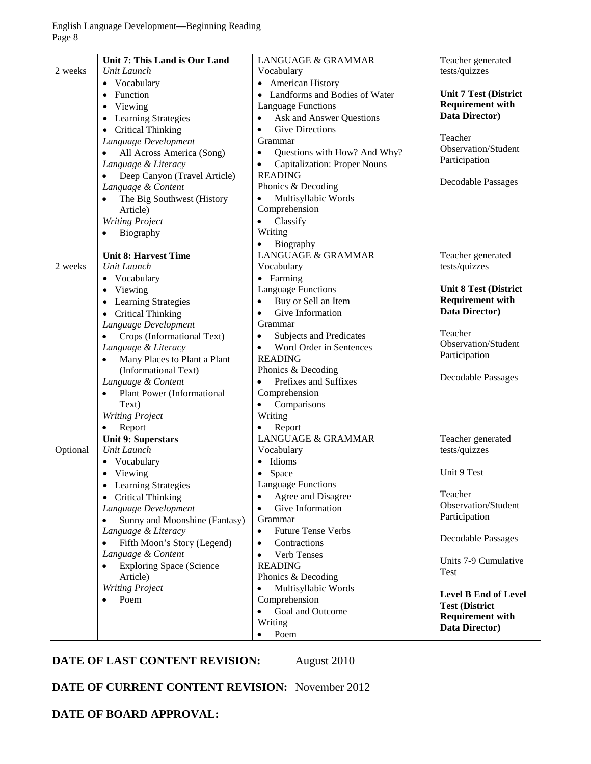| | | | |
|---|---|---|---|
| 2 weeks | **Unit 7: This Land is Our Land**<br>*Unit Launch*<br>• Vocabulary<br>• Function<br>• Viewing<br>• Learning Strategies<br>• Critical Thinking<br>*Language Development*<br>• All Across America (Song)<br>*Language & Literacy*<br>• Deep Canyon (Travel Article)<br>*Language & Content*<br>• The Big Southwest (History Article)<br>*Writing Project*<br>• Biography | LANGUAGE & GRAMMAR<br>Vocabulary<br>• American History<br>• Landforms and Bodies of Water<br>Language Functions<br>• Ask and Answer Questions<br>• Give Directions<br>Grammar<br>• Questions with How? And Why?<br>• Capitalization: Proper Nouns<br>READING<br>Phonics & Decoding<br>• Multisyllabic Words<br>Comprehension<br>• Classify<br>Writing<br>• Biography | Teacher generated tests/quizzes<br><br>**Unit 7 Test (District Requirement with Data Director)**<br><br>Teacher Observation/Student Participation<br><br>Decodable Passages |
| 2 weeks | **Unit 8: Harvest Time**<br>*Unit Launch*<br>• Vocabulary<br>• Viewing<br>• Learning Strategies<br>• Critical Thinking<br>*Language Development*<br>• Crops (Informational Text)<br>*Language & Literacy*<br>• Many Places to Plant a Plant (Informational Text)<br>*Language & Content*<br>• Plant Power (Informational Text)<br>*Writing Project*<br>• Report | LANGUAGE & GRAMMAR<br>Vocabulary<br>• Farming<br>Language Functions<br>• Buy or Sell an Item<br>• Give Information<br>Grammar<br>• Subjects and Predicates<br>• Word Order in Sentences<br>READING<br>Phonics & Decoding<br>• Prefixes and Suffixes<br>Comprehension<br>• Comparisons<br>Writing<br>• Report | Teacher generated tests/quizzes<br><br>**Unit 8 Test (District Requirement with Data Director)**<br><br>Teacher Observation/Student Participation<br><br>Decodable Passages |
| Optional | **Unit 9: Superstars**<br>*Unit Launch*<br>• Vocabulary<br>• Viewing<br>• Learning Strategies<br>• Critical Thinking<br>*Language Development*<br>• Sunny and Moonshine (Fantasy)<br>*Language & Literacy*<br>• Fifth Moon's Story (Legend)<br>*Language & Content*<br>• Exploring Space (Science Article)<br>*Writing Project*<br>• Poem | LANGUAGE & GRAMMAR<br>Vocabulary<br>• Idioms<br>• Space<br>Language Functions<br>• Agree and Disagree<br>• Give Information<br>Grammar<br>• Future Tense Verbs<br>• Contractions<br>• Verb Tenses<br>READING<br>Phonics & Decoding<br>• Multisyllabic Words<br>Comprehension<br>• Goal and Outcome<br>Writing<br>• Poem | Teacher generated tests/quizzes<br><br>Unit 9 Test<br><br>Teacher Observation/Student Participation<br><br>Decodable Passages<br><br>Units 7-9 Cumulative Test<br><br>**Level B End of Level Test (District Requirement with Data Director)** |

**DATE OF LAST CONTENT REVISION:** August 2010

**DATE OF CURRENT CONTENT REVISION:** November 2012

**DATE OF BOARD APPROVAL:**